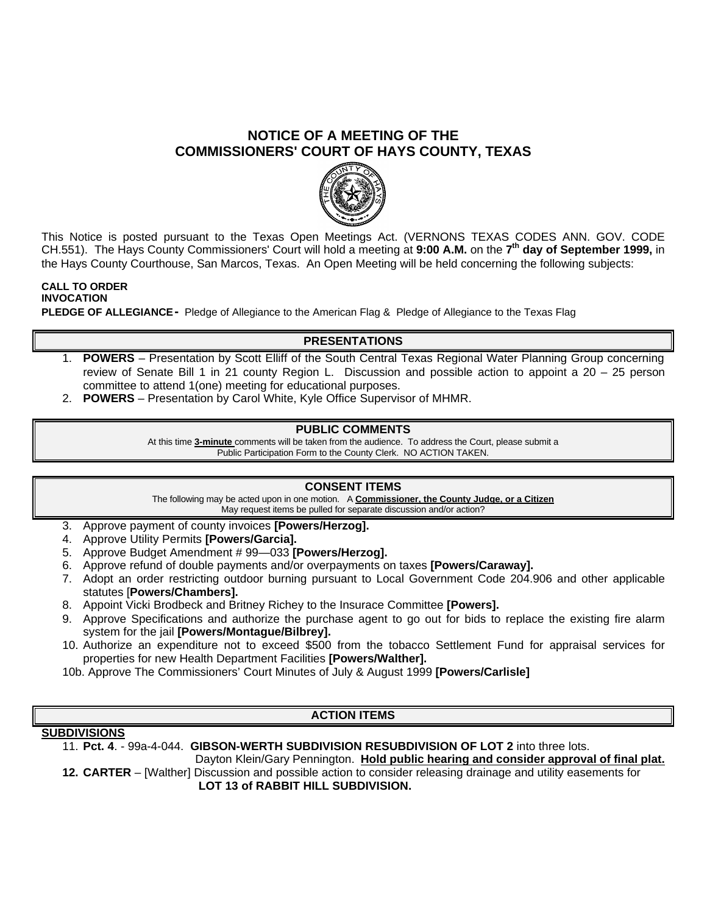# NOTICE OF A MEETING OF THE COMMISSIONERS' COURT OF HAYS COUNTY, TEXAS

This Notice is posted pursuant to the Texas Open Meetings Act. (VERNONS TEXAS CODES ANN. GOV. CODE CH.551). The Hays County Commissioners' Court will hold a meeting at **9:00 A.M.** on the **7th day of September 1999,** in the Hays County Courthouse, San Marcos, Texas. An Open Meeting will be held concerning the following subjects:

**CALL TO ORDER**
**INVOCATION**
**PLEDGE OF ALLEGIANCE -** Pledge of Allegiance to the American Flag & Pledge of Allegiance to the Texas Flag

## PRESENTATIONS

1. **POWERS** – Presentation by Scott Elliff of the South Central Texas Regional Water Planning Group concerning review of Senate Bill 1 in 21 county Region L. Discussion and possible action to appoint a 20 – 25 person committee to attend 1(one) meeting for educational purposes.
2. **POWERS** – Presentation by Carol White, Kyle Office Supervisor of MHMR.

## PUBLIC COMMENTS

At this time **3-minute** comments will be taken from the audience. To address the Court, please submit a Public Participation Form to the County Clerk. NO ACTION TAKEN.

## CONSENT ITEMS

The following may be acted upon in one motion. A **Commissioner, the County Judge, or a Citizen** May request items be pulled for separate discussion and/or action?

3. Approve payment of county invoices **[Powers/Herzog].**
4. Approve Utility Permits **[Powers/Garcia].**
5. Approve Budget Amendment # 99—033 **[Powers/Herzog].**
6. Approve refund of double payments and/or overpayments on taxes **[Powers/Caraway].**
7. Adopt an order restricting outdoor burning pursuant to Local Government Code 204.906 and other applicable statutes [**Powers/Chambers].**
8. Appoint Vicki Brodbeck and Britney Richey to the Insurace Committee **[Powers].**
9. Approve Specifications and authorize the purchase agent to go out for bids to replace the existing fire alarm system for the jail **[Powers/Montague/Bilbrey].**
10. Authorize an expenditure not to exceed $500 from the tobacco Settlement Fund for appraisal services for properties for new Health Department Facilities **[Powers/Walther].**

10b. Approve The Commissioners' Court Minutes of July & August 1999 **[Powers/Carlisle]**

## ACTION ITEMS

**SUBDIVISIONS**

11. **Pct. 4**. - 99a-4-044. **GIBSON-WERTH SUBDIVISION RESUBDIVISION OF LOT 2** into three lots. Dayton Klein/Gary Pennington. **Hold public hearing and consider approval of final plat.**
12. **CARTER** – [Walther] Discussion and possible action to consider releasing drainage and utility easements for **LOT 13 of RABBIT HILL SUBDIVISION.**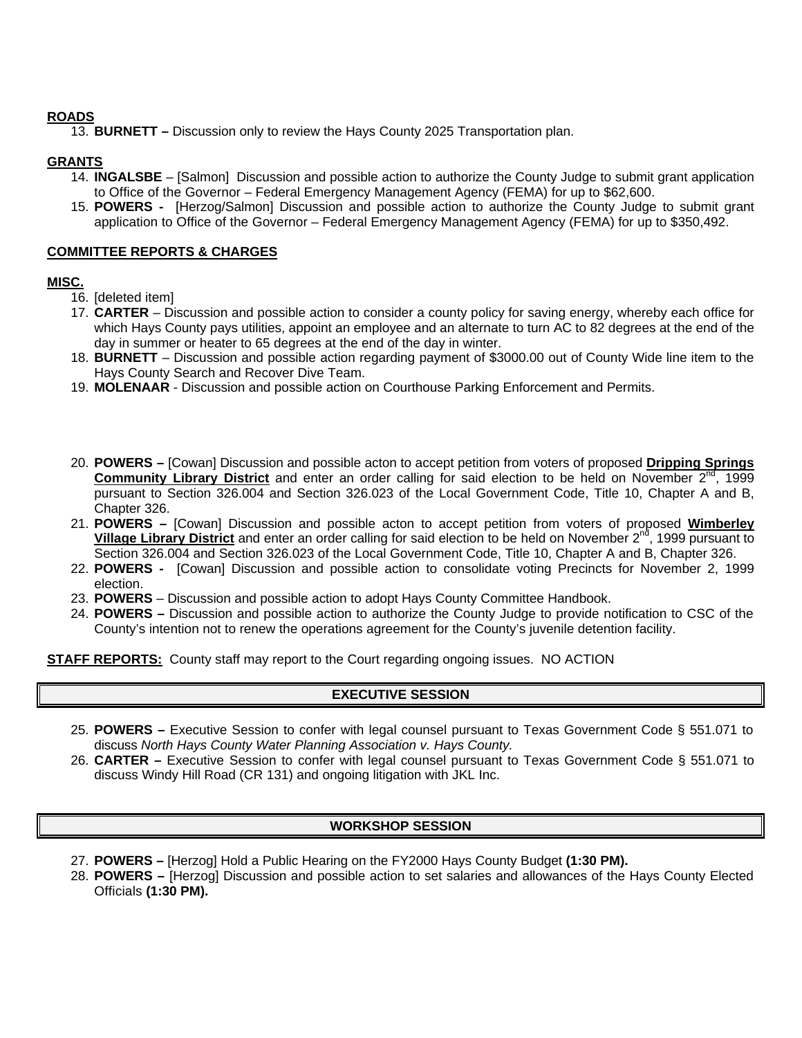**ROADS**

13. **BURNETT –** Discussion only to review the Hays County 2025 Transportation plan.

**GRANTS**

14. **INGALSBE** – [Salmon] Discussion and possible action to authorize the County Judge to submit grant application to Office of the Governor – Federal Emergency Management Agency (FEMA) for up to $62,600.
15. **POWERS -** [Herzog/Salmon] Discussion and possible action to authorize the County Judge to submit grant application to Office of the Governor – Federal Emergency Management Agency (FEMA) for up to $350,492.

**COMMITTEE REPORTS & CHARGES**

**MISC.**

16. [deleted item]
17. **CARTER** – Discussion and possible action to consider a county policy for saving energy, whereby each office for which Hays County pays utilities, appoint an employee and an alternate to turn AC to 82 degrees at the end of the day in summer or heater to 65 degrees at the end of the day in winter.
18. **BURNETT** – Discussion and possible action regarding payment of $3000.00 out of County Wide line item to the Hays County Search and Recover Dive Team.
19. **MOLENAAR** - Discussion and possible action on Courthouse Parking Enforcement and Permits.
20. **POWERS –** [Cowan] Discussion and possible acton to accept petition from voters of proposed **Dripping Springs Community Library District** and enter an order calling for said election to be held on November 2nd, 1999 pursuant to Section 326.004 and Section 326.023 of the Local Government Code, Title 10, Chapter A and B, Chapter 326.
21. **POWERS –** [Cowan] Discussion and possible acton to accept petition from voters of proposed **Wimberley Village Library District** and enter an order calling for said election to be held on November 2nd, 1999 pursuant to Section 326.004 and Section 326.023 of the Local Government Code, Title 10, Chapter A and B, Chapter 326.
22. **POWERS -** [Cowan] Discussion and possible action to consolidate voting Precincts for November 2, 1999 election.
23. **POWERS** – Discussion and possible action to adopt Hays County Committee Handbook.
24. **POWERS –** Discussion and possible action to authorize the County Judge to provide notification to CSC of the County's intention not to renew the operations agreement for the County's juvenile detention facility.

**STAFF REPORTS:** County staff may report to the Court regarding ongoing issues. NO ACTION

## EXECUTIVE SESSION

25. **POWERS –** Executive Session to confer with legal counsel pursuant to Texas Government Code § 551.071 to discuss *North Hays County Water Planning Association v. Hays County.*
26. **CARTER –** Executive Session to confer with legal counsel pursuant to Texas Government Code § 551.071 to discuss Windy Hill Road (CR 131) and ongoing litigation with JKL Inc.

## WORKSHOP SESSION

27. **POWERS –** [Herzog] Hold a Public Hearing on the FY2000 Hays County Budget **(1:30 PM).**
28. **POWERS –** [Herzog] Discussion and possible action to set salaries and allowances of the Hays County Elected Officials **(1:30 PM).**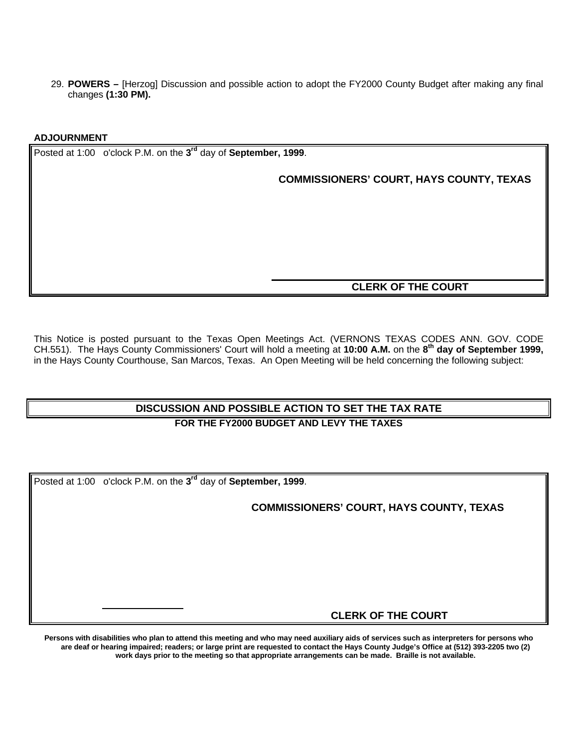29. **POWERS –** [Herzog] Discussion and possible action to adopt the FY2000 County Budget after making any final changes **(1:30 PM).**

**ADJOURNMENT**

Posted at 1:00 o'clock P.M. on the **3rd** day of **September, 1999**.

**COMMISSIONERS' COURT, HAYS COUNTY, TEXAS**

**CLERK OF THE COURT**

This Notice is posted pursuant to the Texas Open Meetings Act. (VERNONS TEXAS CODES ANN. GOV. CODE CH.551). The Hays County Commissioners' Court will hold a meeting at **10:00 A.M.** on the **8th day of September 1999,** in the Hays County Courthouse, San Marcos, Texas. An Open Meeting will be held concerning the following subject:

**DISCUSSION AND POSSIBLE ACTION TO SET THE TAX RATE**
**FOR THE FY2000 BUDGET AND LEVY THE TAXES**

Posted at 1:00 o'clock P.M. on the **3rd** day of **September, 1999**.

**COMMISSIONERS' COURT, HAYS COUNTY, TEXAS**

**CLERK OF THE COURT**

**Persons with disabilities who plan to attend this meeting and who may need auxiliary aids of services such as interpreters for persons who are deaf or hearing impaired; readers; or large print are requested to contact the Hays County Judge's Office at (512) 393-2205 two (2) work days prior to the meeting so that appropriate arrangements can be made. Braille is not available.**